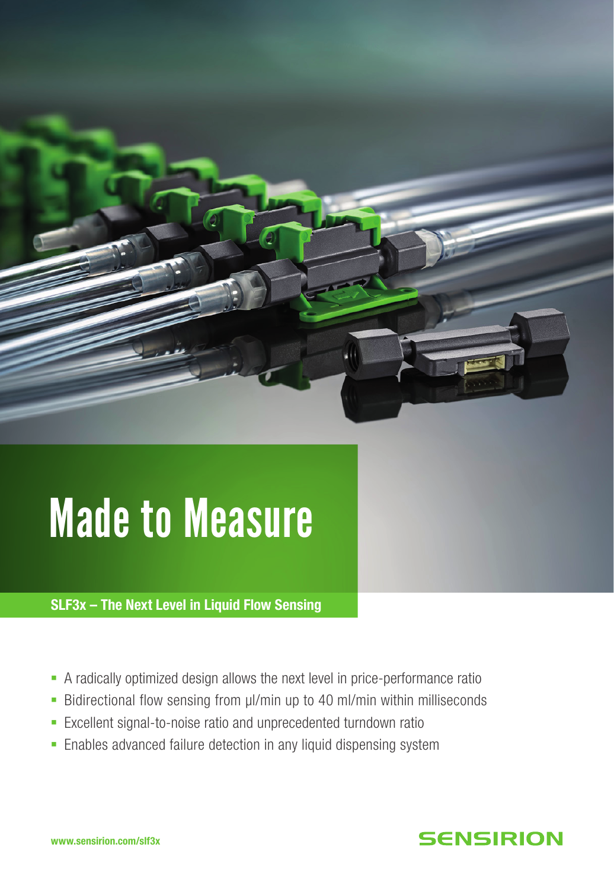# Made to Measure

**SLF3x – The Next Level in Liquid Flow Sensing**

- A radically optimized design allows the next level in price-performance ratio
- Bidirectional flow sensing from µl/min up to 40 ml/min within milliseconds
- Excellent signal-to-noise ratio and unprecedented turndown ratio
- Enables advanced failure detection in any liquid dispensing system

**www.sensirion.com/slf3x**

SENSIRION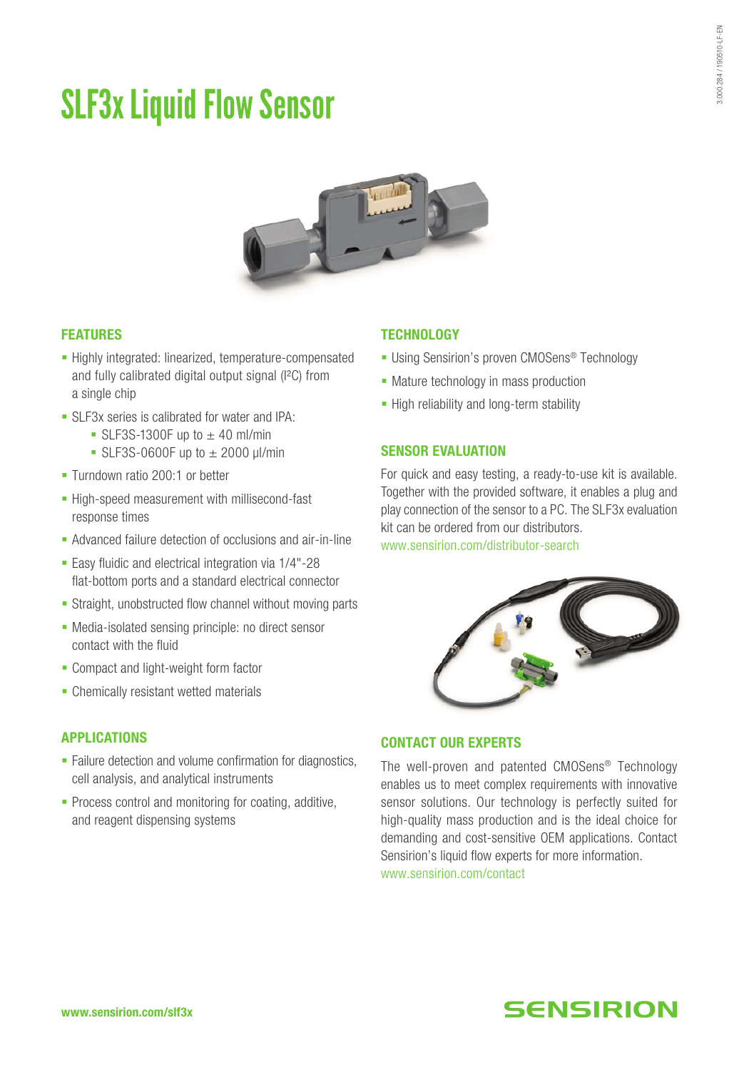# SLF3x Liquid Flow Sensor

## FEATURES

- Highly integrated: linearized, temperature-compensated and fully calibrated digital output signal (I²C) from a single chip
- SLF3x series is calibrated for water and IPA:
  - SLF3S-1300F up to ± 40 ml/min
  - SLF3S-0600F up to ± 2000 µl/min
- Turndown ratio 200:1 or better
- High-speed measurement with millisecond-fast response times
- Advanced failure detection of occlusions and air-in-line
- Easy fluidic and electrical integration via 1/4"-28 flat-bottom ports and a standard electrical connector
- Straight, unobstructed flow channel without moving parts
- Media-isolated sensing principle: no direct sensor contact with the fluid
- Compact and light-weight form factor
- Chemically resistant wetted materials

## APPLICATIONS

- Failure detection and volume confirmation for diagnostics, cell analysis, and analytical instruments
- Process control and monitoring for coating, additive, and reagent dispensing systems

## TECHNOLOGY

- Using Sensirion's proven CMOSens® Technology
- Mature technology in mass production
- High reliability and long-term stability

## SENSOR EVALUATION

For quick and easy testing, a ready-to-use kit is available. Together with the provided software, it enables a plug and play connection of the sensor to a PC. The SLF3x evaluation kit can be ordered from our distributors.
www.sensirion.com/distributor-search

## CONTACT OUR EXPERTS

The well-proven and patented CMOSens® Technology enables us to meet complex requirements with innovative sensor solutions. Our technology is perfectly suited for high-quality mass production and is the ideal choice for demanding and cost-sensitive OEM applications. Contact Sensirion's liquid flow experts for more information.
www.sensirion.com/contact

**www.sensirion.com/slf3x**

SENSIRION